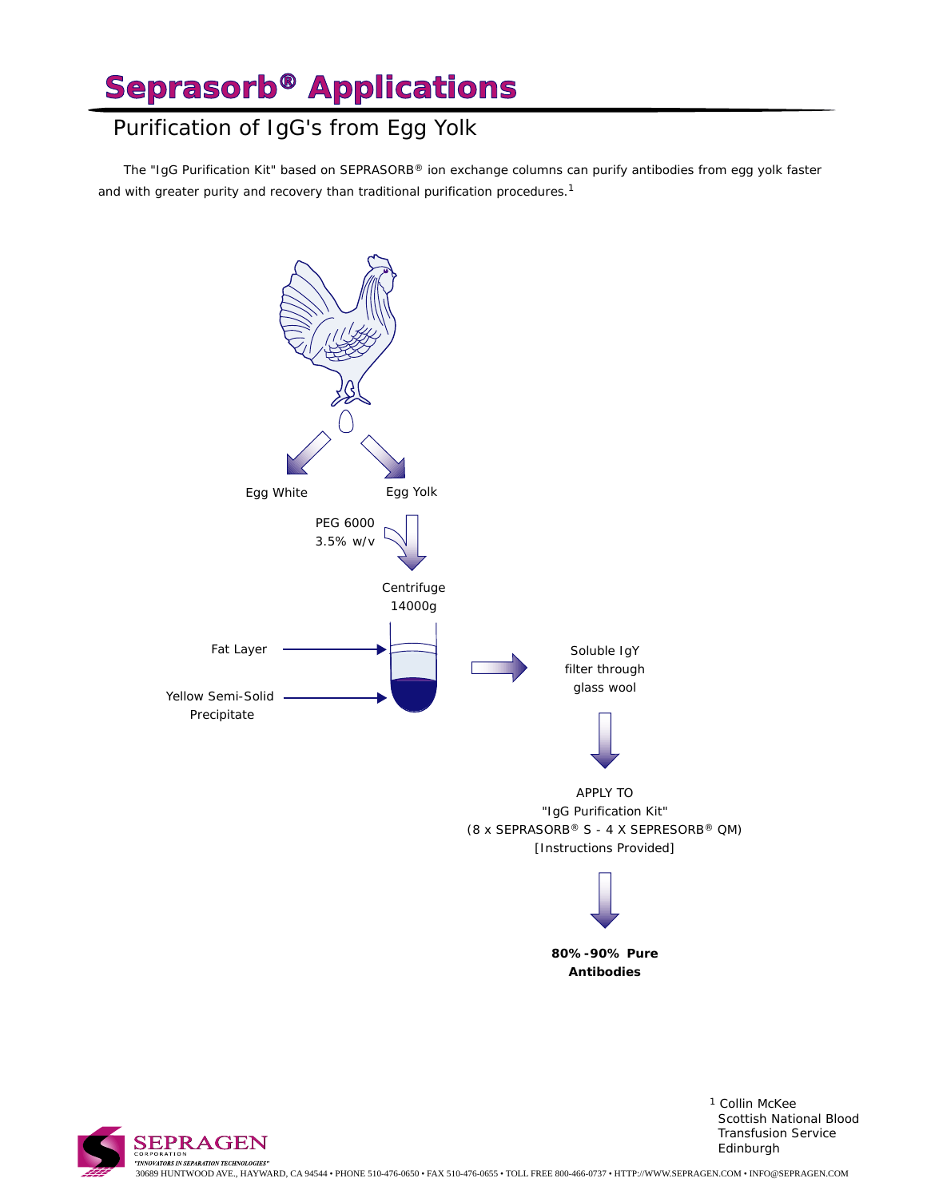# Seprasorb® Applications

## Purification of IgG's from Egg Yolk

The "IgG Purification Kit" based on SEPRASORB® ion exchange columns can purify antibodies from egg yolk faster and with greater purity and recovery than traditional purification procedures.[1]

Egg White

Egg Yolk

PEG 6000
3.5% w/v

Centrifuge
14000g

Fat Layer

Yellow Semi-Solid Precipitate

Soluble IgY
filter through
glass wool

APPLY TO
"IgG Purification Kit"
(8 x SEPRASORB® S - 4 X SEPRESORB® QM)
[Instructions Provided]

**80%-90% Pure Antibodies**

[1] Collin McKee
Scottish National Blood
Transfusion Service
Edinburgh

SEPRAGEN CORPORATION
"INNOVATORS IN SEPARATION TECHNOLOGIES"
30689 HUNTWOOD AVE., HAYWARD, CA 94544 • PHONE 510-476-0650 • FAX 510-476-0655 • TOLL FREE 800-466-0737 • HTTP://WWW.SEPRAGEN.COM • INFO@SEPRAGEN.COM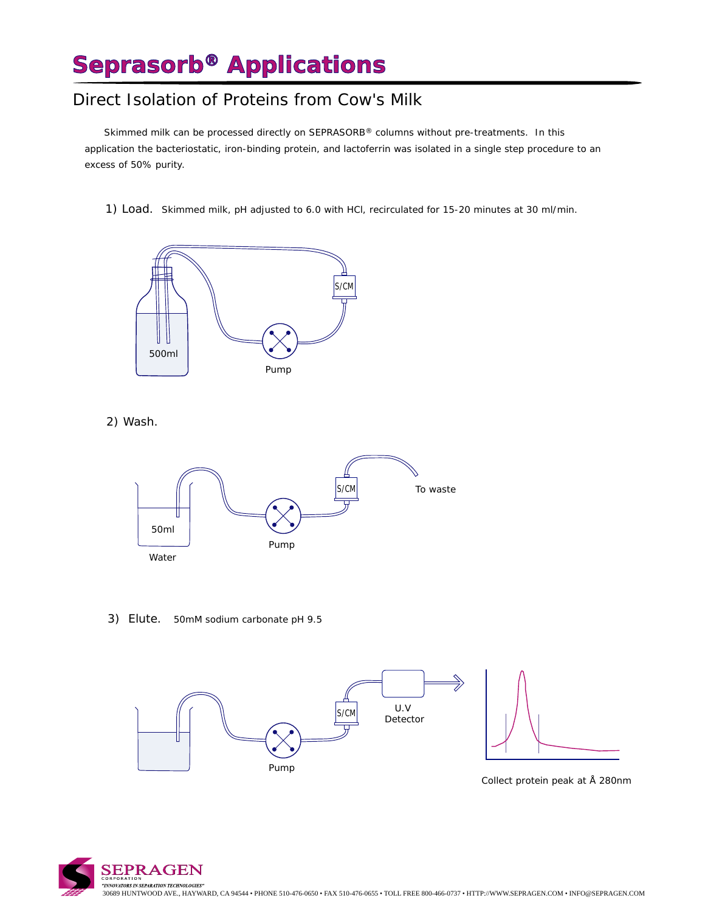# Seprasorb® Applications

## Direct Isolation of Proteins from Cow's Milk

Skimmed milk can be processed directly on SEPRASORB® columns without pre-treatments. In this application the bacteriostatic, iron-binding protein, and lactoferrin was isolated in a single step procedure to an excess of 50% purity.

1) Load. Skimmed milk, pH adjusted to 6.0 with HCl, recirculated for 15-20 minutes at 30 ml/min.

S/CM

500ml

Pump

2) Wash.

S/CM

To waste

50ml

Water

Pump

3) Elute. 50mM sodium carbonate pH 9.5

S/CM

U.V Detector

Pump

Collect protein peak at Å 280nm

SEPRAGEN CORPORATION
"INNOVATORS IN SEPARATION TECHNOLOGIES"
30689 HUNTWOOD AVE., HAYWARD, CA 94544 • PHONE 510-476-0650 • FAX 510-476-0655 • TOLL FREE 800-466-0737 • HTTP://WWW.SEPRAGEN.COM • INFO@SEPRAGEN.COM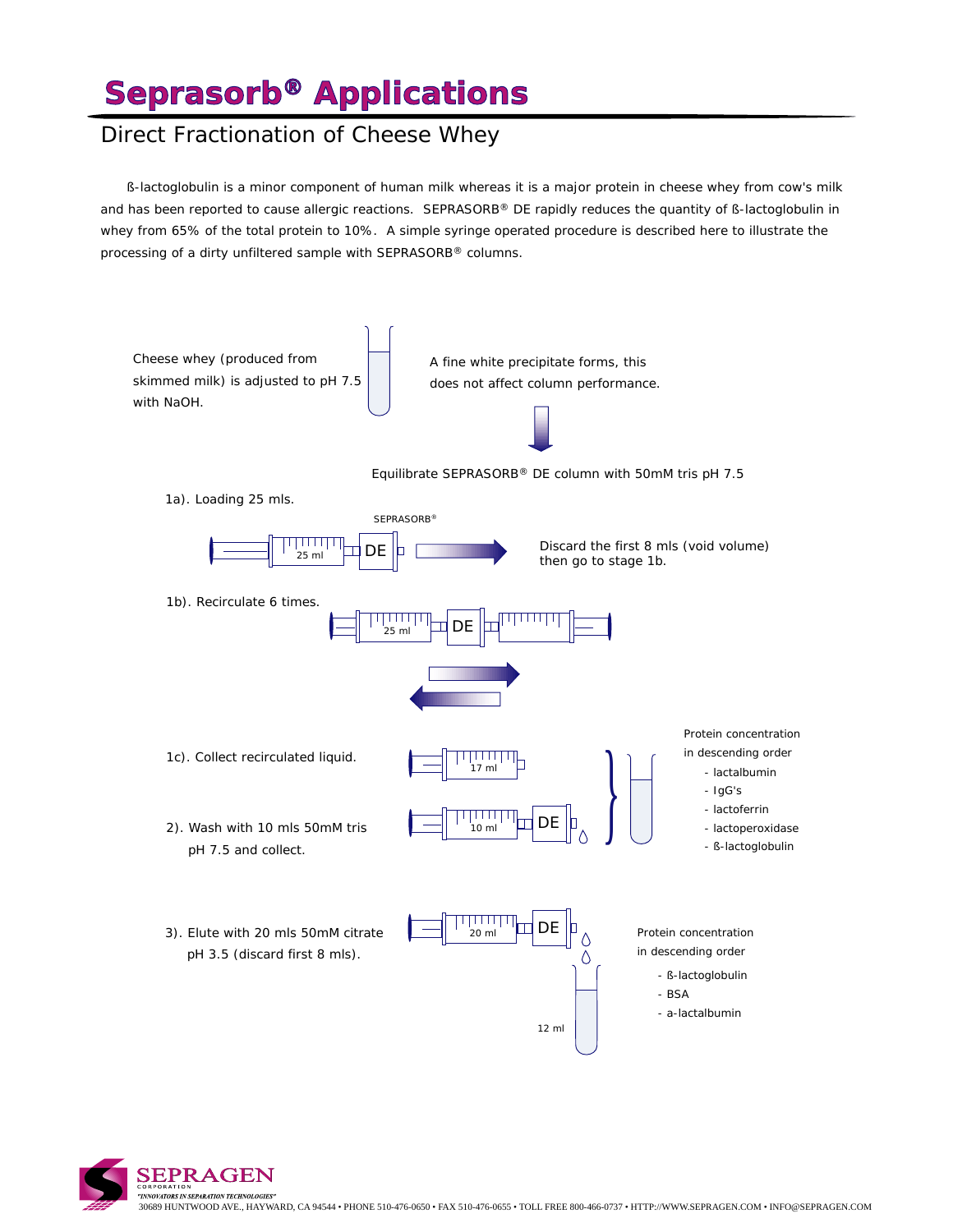# Seprasorb® Applications

## Direct Fractionation of Cheese Whey

ß-lactoglobulin is a minor component of human milk whereas it is a major protein in cheese whey from cow's milk and has been reported to cause allergic reactions. SEPRASORB® DE rapidly reduces the quantity of ß-lactoglobulin in whey from 65% of the total protein to 10%. A simple syringe operated procedure is described here to illustrate the processing of a dirty unfiltered sample with SEPRASORB® columns.

Cheese whey (produced from skimmed milk) is adjusted to pH 7.5 with NaOH.

A fine white precipitate forms, this does not affect column performance.

Equilibrate SEPRASORB® DE column with 50mM tris pH 7.5

1a). Loading 25 mls.

SEPRASORB®

25 ml DE

Discard the first 8 mls (void volume) then go to stage 1b.

1b). Recirculate 6 times.

25 ml DE

1c). Collect recirculated liquid.

17 ml

2). Wash with 10 mls 50mM tris pH 7.5 and collect.

10 ml DE

Protein concentration in descending order

- lactalbumin
- IgG's
- lactoferrin
- lactoperoxidase
- ß-lactoglobulin

3). Elute with 20 mls 50mM citrate pH 3.5 (discard first 8 mls).

20 ml DE

12 ml

Protein concentration in descending order

- ß-lactoglobulin
- BSA
- a-lactalbumin

SEPRAGEN CORPORATION
"INNOVATORS IN SEPARATION TECHNOLOGIES"
30689 HUNTWOOD AVE., HAYWARD, CA 94544 • PHONE 510-476-0650 • FAX 510-476-0655 • TOLL FREE 800-466-0737 • HTTP://WWW.SEPRAGEN.COM • INFO@SEPRAGEN.COM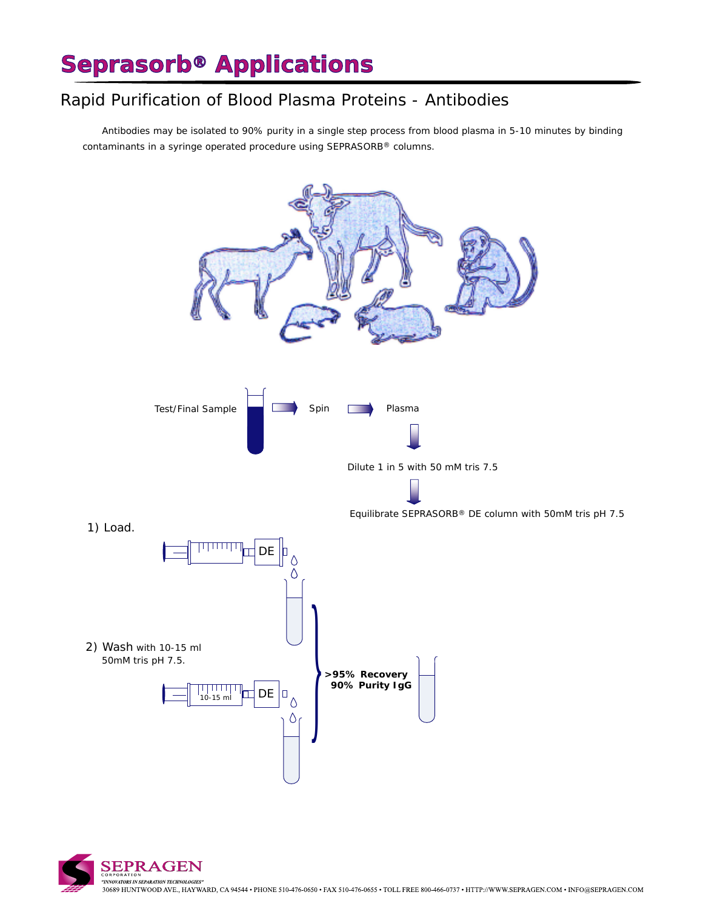# Seprasorb® Applications

## Rapid Purification of Blood Plasma Proteins - Antibodies

Antibodies may be isolated to 90% purity in a single step process from blood plasma in 5-10 minutes by binding contaminants in a syringe operated procedure using SEPRASORB® columns.

Test/Final Sample → Spin → Plasma

Dilute 1 in 5 with 50 mM tris 7.5

Equilibrate SEPRASORB® DE column with 50mM tris pH 7.5

1) Load.

DE

2) Wash with 10-15 ml 50mM tris pH 7.5.

10-15 ml

DE

**>95% Recovery**
**90% Purity IgG**

SEPRAGEN CORPORATION
*"INNOVATORS IN SEPARATION TECHNOLOGIES"*
30689 HUNTWOOD AVE., HAYWARD, CA 94544 • PHONE 510-476-0650 • FAX 510-476-0655 • TOLL FREE 800-466-0737 • HTTP://WWW.SEPRAGEN.COM • INFO@SEPRAGEN.COM